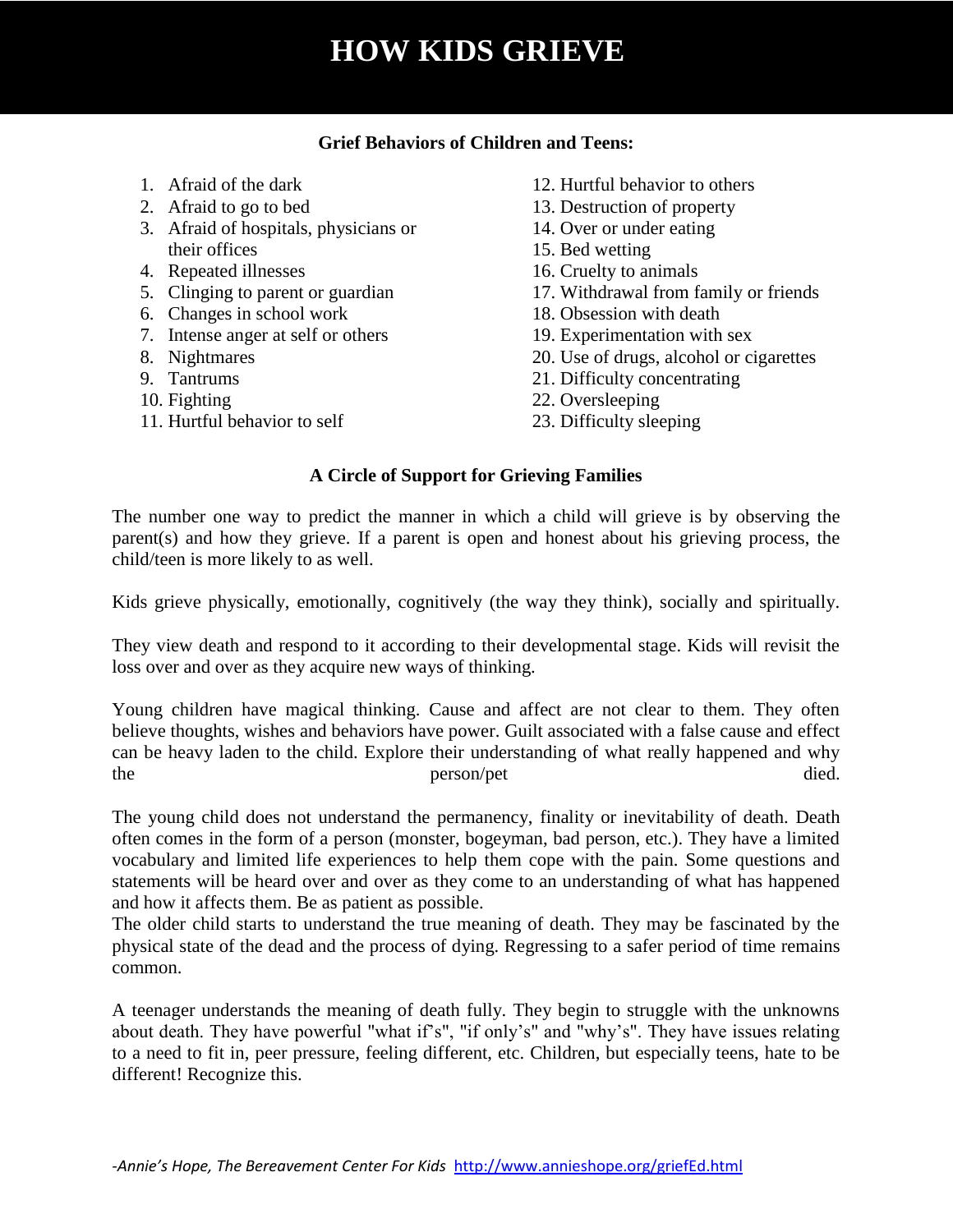# HOW KIDS GRIEVE

**Grief Behaviors of Children and Teens:**

1. Afraid of the dark
2. Afraid to go to bed
3. Afraid of hospitals, physicians or their offices
4. Repeated illnesses
5. Clinging to parent or guardian
6. Changes in school work
7. Intense anger at self or others
8. Nightmares
9. Tantrums
10. Fighting
11. Hurtful behavior to self
12. Hurtful behavior to others
13. Destruction of property
14. Over or under eating
15. Bed wetting
16. Cruelty to animals
17. Withdrawal from family or friends
18. Obsession with death
19. Experimentation with sex
20. Use of drugs, alcohol or cigarettes
21. Difficulty concentrating
22. Oversleeping
23. Difficulty sleeping

**A Circle of Support for Grieving Families**

The number one way to predict the manner in which a child will grieve is by observing the parent(s) and how they grieve. If a parent is open and honest about his grieving process, the child/teen is more likely to as well.

Kids grieve physically, emotionally, cognitively (the way they think), socially and spiritually.

They view death and respond to it according to their developmental stage. Kids will revisit the loss over and over as they acquire new ways of thinking.

Young children have magical thinking. Cause and affect are not clear to them. They often believe thoughts, wishes and behaviors have power. Guilt associated with a false cause and effect can be heavy laden to the child. Explore their understanding of what really happened and why the person/pet died.

The young child does not understand the permanency, finality or inevitability of death. Death often comes in the form of a person (monster, bogeyman, bad person, etc.). They have a limited vocabulary and limited life experiences to help them cope with the pain. Some questions and statements will be heard over and over as they come to an understanding of what has happened and how it affects them. Be as patient as possible.
The older child starts to understand the true meaning of death. They may be fascinated by the physical state of the dead and the process of dying. Regressing to a safer period of time remains common.

A teenager understands the meaning of death fully. They begin to struggle with the unknowns about death. They have powerful "what if's", "if only's" and "why's". They have issues relating to a need to fit in, peer pressure, feeling different, etc. Children, but especially teens, hate to be different! Recognize this.

*-Annie's Hope, The Bereavement Center For Kids* http://www.annieshope.org/griefEd.html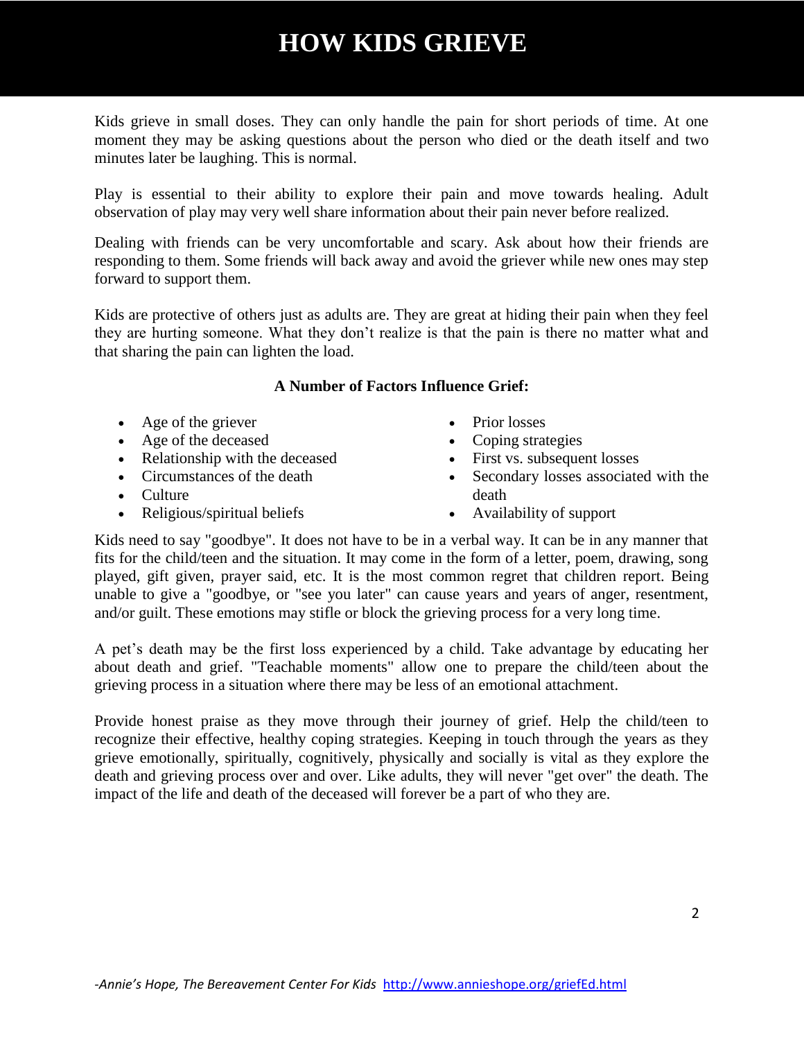# HOW KIDS GRIEVE

Kids grieve in small doses. They can only handle the pain for short periods of time. At one moment they may be asking questions about the person who died or the death itself and two minutes later be laughing. This is normal.

Play is essential to their ability to explore their pain and move towards healing. Adult observation of play may very well share information about their pain never before realized.

Dealing with friends can be very uncomfortable and scary. Ask about how their friends are responding to them. Some friends will back away and avoid the griever while new ones may step forward to support them.

Kids are protective of others just as adults are. They are great at hiding their pain when they feel they are hurting someone. What they don't realize is that the pain is there no matter what and that sharing the pain can lighten the load.

**A Number of Factors Influence Grief:**

- Age of the griever
- Age of the deceased
- Relationship with the deceased
- Circumstances of the death
- Culture
- Religious/spiritual beliefs
- Prior losses
- Coping strategies
- First vs. subsequent losses
- Secondary losses associated with the death
- Availability of support

Kids need to say "goodbye". It does not have to be in a verbal way. It can be in any manner that fits for the child/teen and the situation. It may come in the form of a letter, poem, drawing, song played, gift given, prayer said, etc. It is the most common regret that children report. Being unable to give a "goodbye, or "see you later" can cause years and years of anger, resentment, and/or guilt. These emotions may stifle or block the grieving process for a very long time.

A pet's death may be the first loss experienced by a child. Take advantage by educating her about death and grief. "Teachable moments" allow one to prepare the child/teen about the grieving process in a situation where there may be less of an emotional attachment.

Provide honest praise as they move through their journey of grief. Help the child/teen to recognize their effective, healthy coping strategies. Keeping in touch through the years as they grieve emotionally, spiritually, cognitively, physically and socially is vital as they explore the death and grieving process over and over. Like adults, they will never "get over" the death. The impact of the life and death of the deceased will forever be a part of who they are.

*-Annie's Hope, The Bereavement Center For Kids* http://www.annieshope.org/griefEd.html